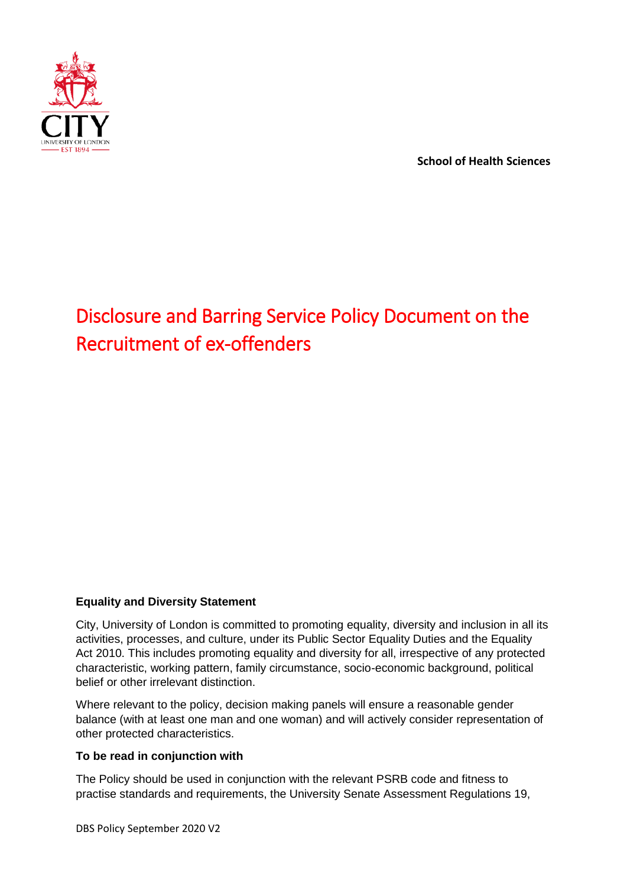School of Health Sciences

# Disclosure and Barring Service Policy Document on the Recruitment of ex-offenders

**Equality and Diversity Statement**

City, University of London is committed to promoting equality, diversity and inclusion in all its activities, processes, and culture, under its Public Sector Equality Duties and the Equality Act 2010. This includes promoting equality and diversity for all, irrespective of any protected characteristic, working pattern, family circumstance, socio-economic background, political belief or other irrelevant distinction.

Where relevant to the policy, decision making panels will ensure a reasonable gender balance (with at least one man and one woman) and will actively consider representation of other protected characteristics.

**To be read in conjunction with**

The Policy should be used in conjunction with the relevant PSRB code and fitness to practise standards and requirements, the University Senate Assessment Regulations 19,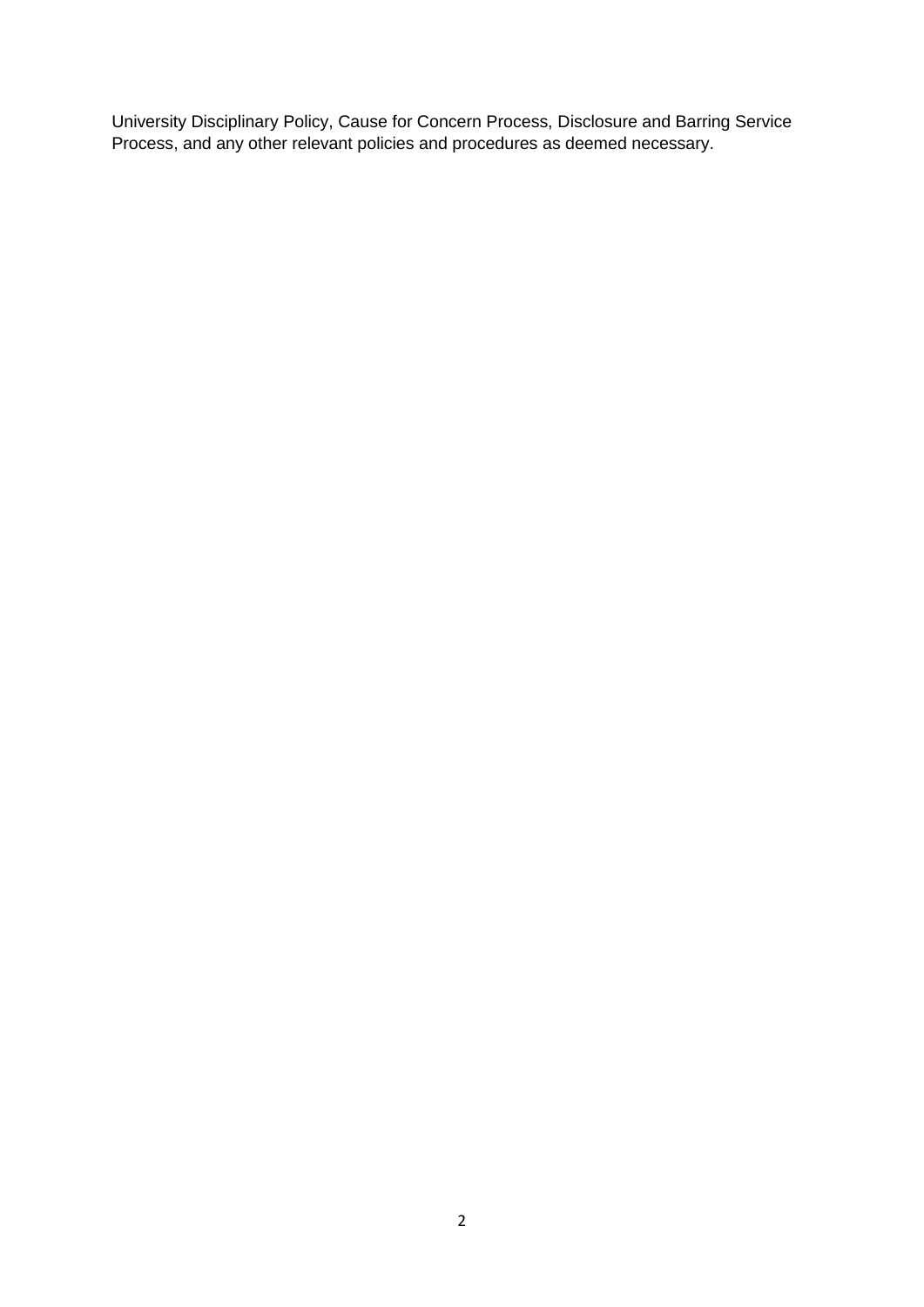University Disciplinary Policy, Cause for Concern Process, Disclosure and Barring Service Process, and any other relevant policies and procedures as deemed necessary.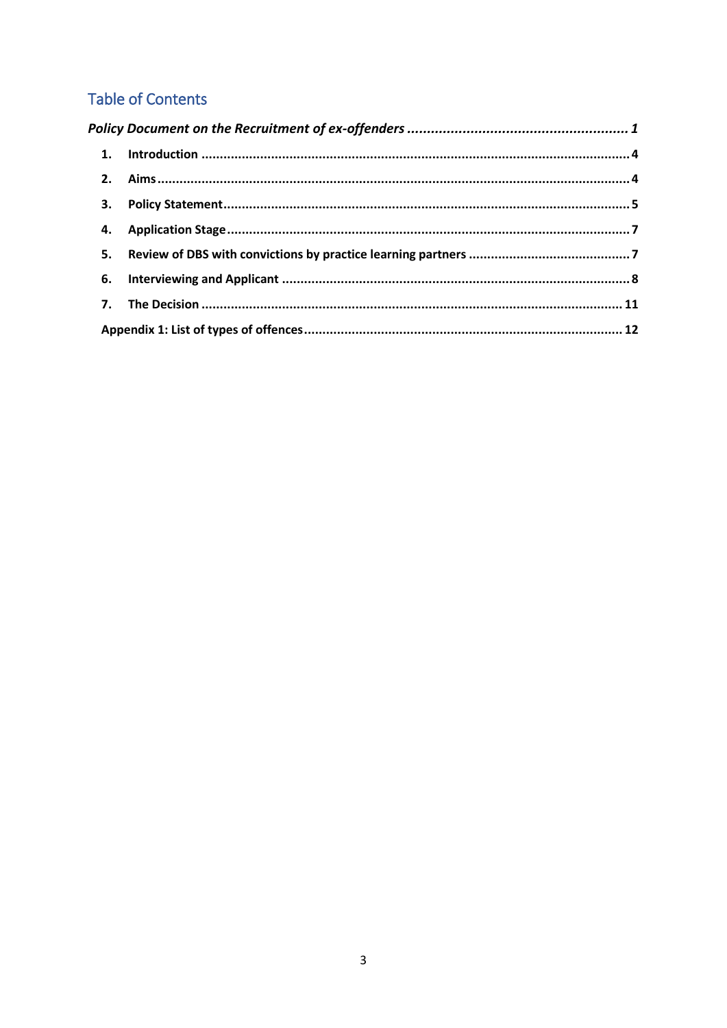## Table of Contents

*Policy Document on the Recruitment of ex-offenders* ........................................................ *1*

1. **Introduction** .................................................................................................................. **4**
2. **Aims** .............................................................................................................................. **4**
3. **Policy Statement** ........................................................................................................... **5**
4. **Application Stage** .......................................................................................................... **7**
5. **Review of DBS with convictions by practice learning partners** ........................................... **7**
6. **Interviewing and Applicant** ............................................................................................. **8**
7. **The Decision** ................................................................................................................ **11**

**Appendix 1: List of types of offences** ..................................................................................... **12**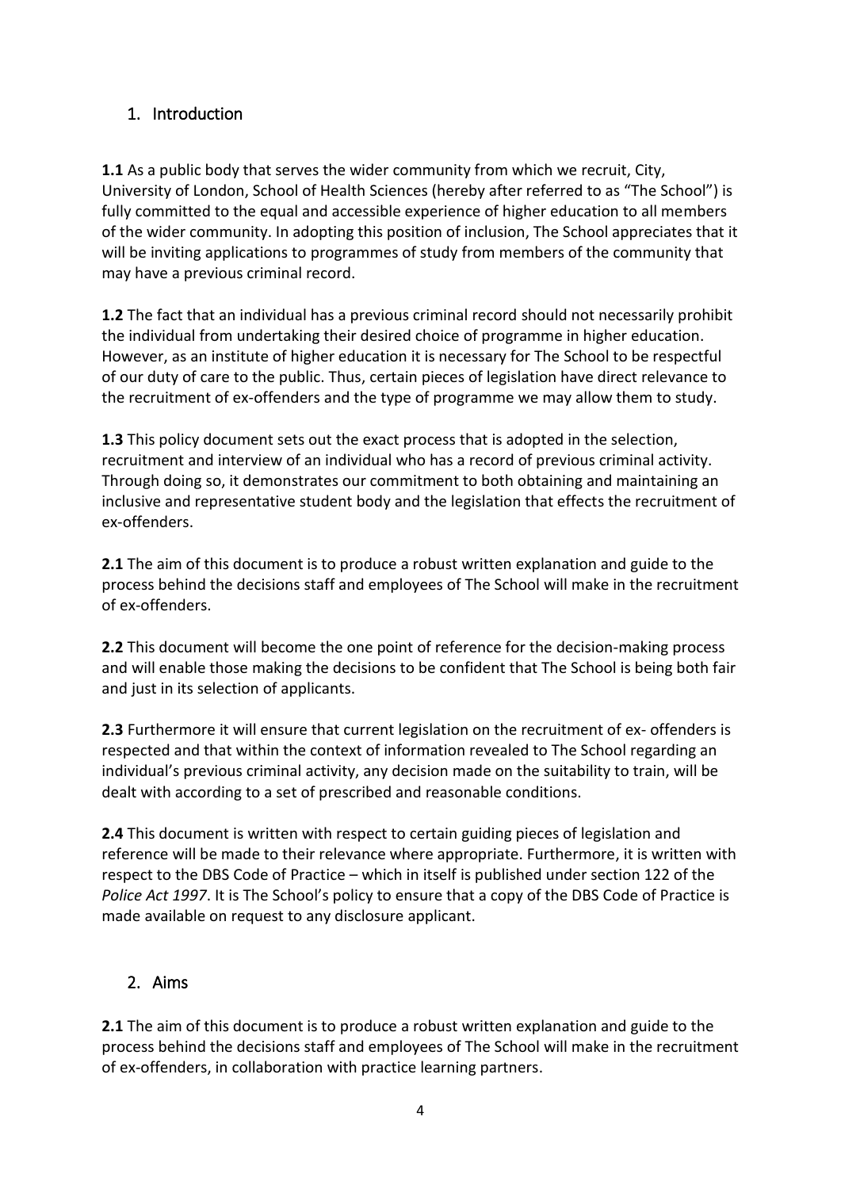## 1. Introduction

**1.1** As a public body that serves the wider community from which we recruit, City, University of London, School of Health Sciences (hereby after referred to as "The School") is fully committed to the equal and accessible experience of higher education to all members of the wider community. In adopting this position of inclusion, The School appreciates that it will be inviting applications to programmes of study from members of the community that may have a previous criminal record.

**1.2** The fact that an individual has a previous criminal record should not necessarily prohibit the individual from undertaking their desired choice of programme in higher education. However, as an institute of higher education it is necessary for The School to be respectful of our duty of care to the public. Thus, certain pieces of legislation have direct relevance to the recruitment of ex-offenders and the type of programme we may allow them to study.

**1.3** This policy document sets out the exact process that is adopted in the selection, recruitment and interview of an individual who has a record of previous criminal activity. Through doing so, it demonstrates our commitment to both obtaining and maintaining an inclusive and representative student body and the legislation that effects the recruitment of ex-offenders.

**2.1** The aim of this document is to produce a robust written explanation and guide to the process behind the decisions staff and employees of The School will make in the recruitment of ex-offenders.

**2.2** This document will become the one point of reference for the decision-making process and will enable those making the decisions to be confident that The School is being both fair and just in its selection of applicants.

**2.3** Furthermore it will ensure that current legislation on the recruitment of ex- offenders is respected and that within the context of information revealed to The School regarding an individual's previous criminal activity, any decision made on the suitability to train, will be dealt with according to a set of prescribed and reasonable conditions.

**2.4** This document is written with respect to certain guiding pieces of legislation and reference will be made to their relevance where appropriate. Furthermore, it is written with respect to the DBS Code of Practice – which in itself is published under section 122 of the *Police Act 1997*. It is The School's policy to ensure that a copy of the DBS Code of Practice is made available on request to any disclosure applicant.

## 2. Aims

**2.1** The aim of this document is to produce a robust written explanation and guide to the process behind the decisions staff and employees of The School will make in the recruitment of ex-offenders, in collaboration with practice learning partners.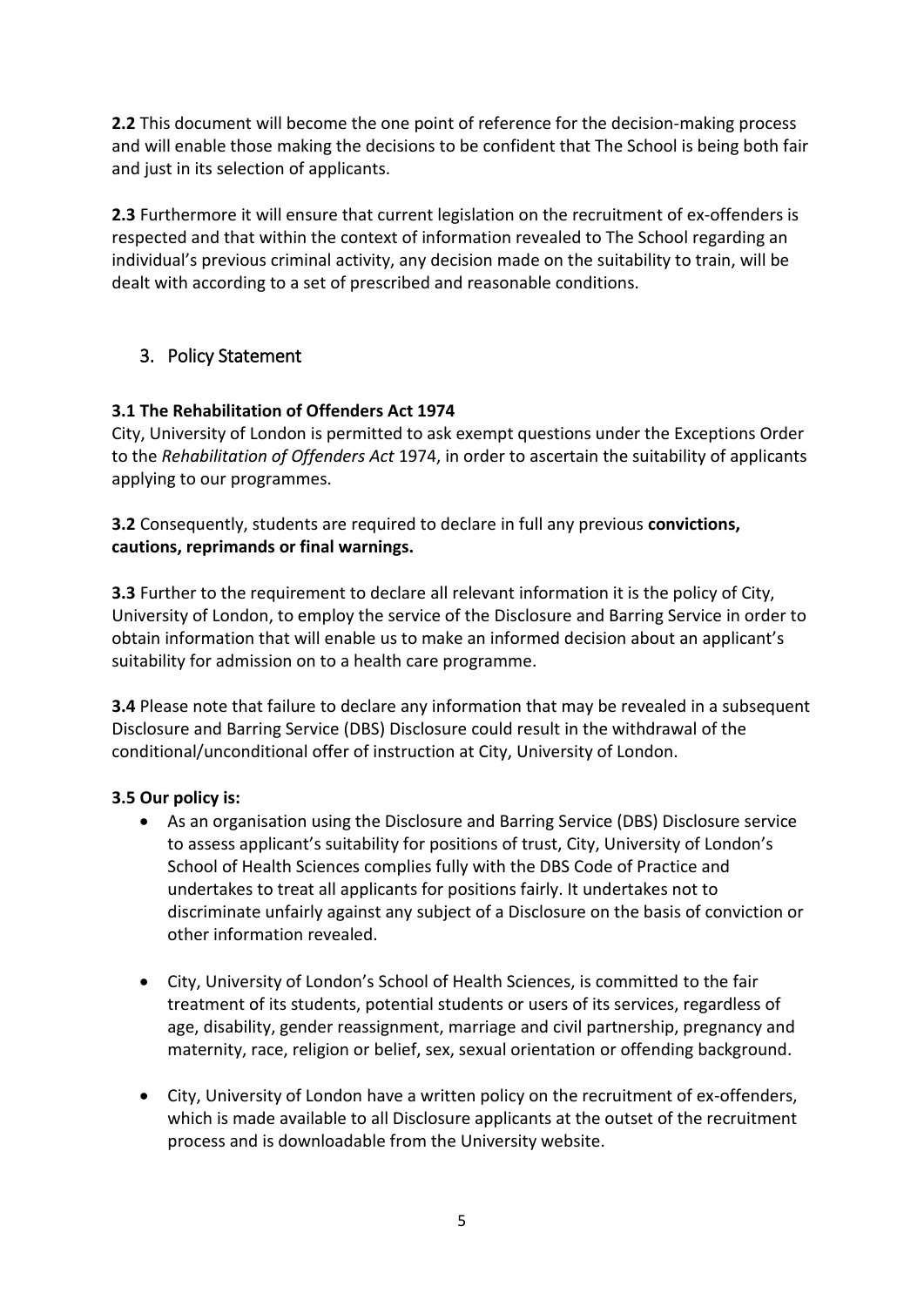**2.2** This document will become the one point of reference for the decision-making process and will enable those making the decisions to be confident that The School is being both fair and just in its selection of applicants.

**2.3** Furthermore it will ensure that current legislation on the recruitment of ex-offenders is respected and that within the context of information revealed to The School regarding an individual's previous criminal activity, any decision made on the suitability to train, will be dealt with according to a set of prescribed and reasonable conditions.

## 3. Policy Statement

**3.1 The Rehabilitation of Offenders Act 1974**
City, University of London is permitted to ask exempt questions under the Exceptions Order to the *Rehabilitation of Offenders Act* 1974, in order to ascertain the suitability of applicants applying to our programmes.

**3.2** Consequently, students are required to declare in full any previous **convictions, cautions, reprimands or final warnings.**

**3.3** Further to the requirement to declare all relevant information it is the policy of City, University of London, to employ the service of the Disclosure and Barring Service in order to obtain information that will enable us to make an informed decision about an applicant's suitability for admission on to a health care programme.

**3.4** Please note that failure to declare any information that may be revealed in a subsequent Disclosure and Barring Service (DBS) Disclosure could result in the withdrawal of the conditional/unconditional offer of instruction at City, University of London.

**3.5 Our policy is:**

- As an organisation using the Disclosure and Barring Service (DBS) Disclosure service to assess applicant's suitability for positions of trust, City, University of London's School of Health Sciences complies fully with the DBS Code of Practice and undertakes to treat all applicants for positions fairly. It undertakes not to discriminate unfairly against any subject of a Disclosure on the basis of conviction or other information revealed.

- City, University of London's School of Health Sciences, is committed to the fair treatment of its students, potential students or users of its services, regardless of age, disability, gender reassignment, marriage and civil partnership, pregnancy and maternity, race, religion or belief, sex, sexual orientation or offending background.

- City, University of London have a written policy on the recruitment of ex-offenders, which is made available to all Disclosure applicants at the outset of the recruitment process and is downloadable from the University website.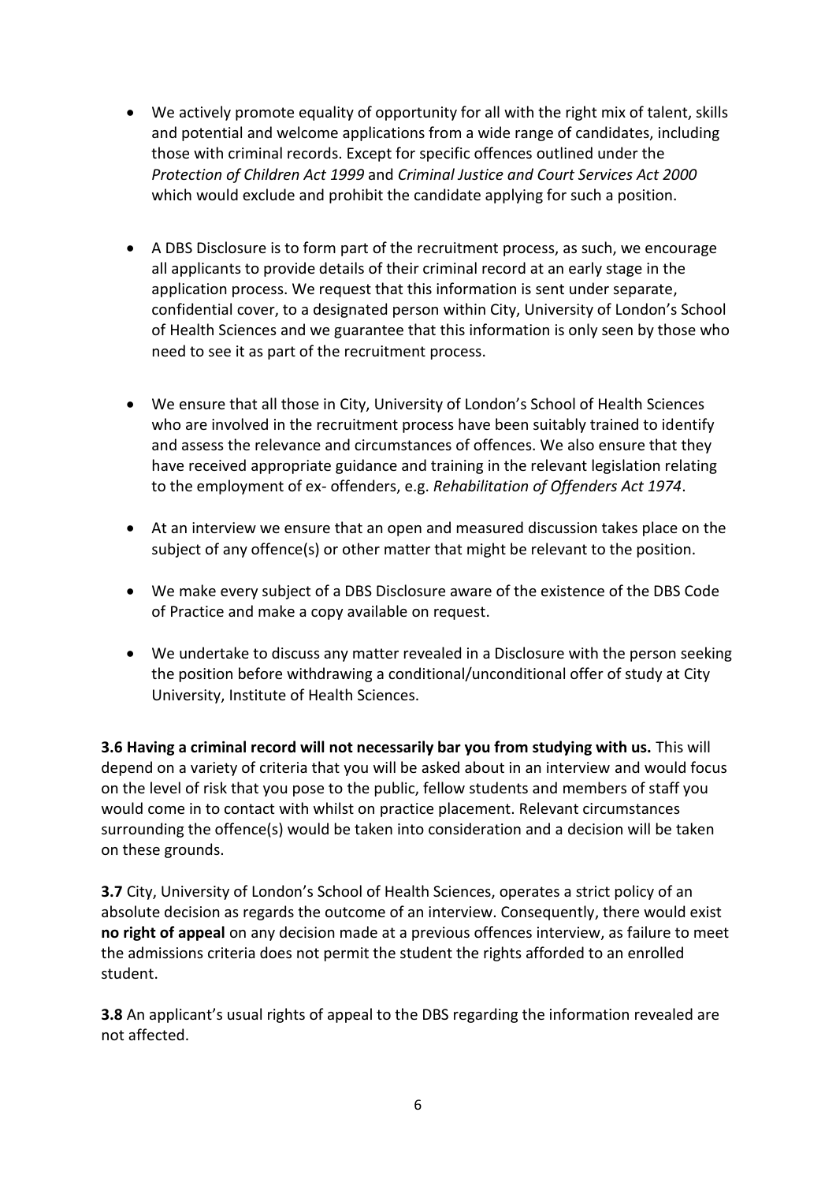- We actively promote equality of opportunity for all with the right mix of talent, skills and potential and welcome applications from a wide range of candidates, including those with criminal records. Except for specific offences outlined under the *Protection of Children Act 1999* and *Criminal Justice and Court Services Act 2000* which would exclude and prohibit the candidate applying for such a position.

- A DBS Disclosure is to form part of the recruitment process, as such, we encourage all applicants to provide details of their criminal record at an early stage in the application process. We request that this information is sent under separate, confidential cover, to a designated person within City, University of London's School of Health Sciences and we guarantee that this information is only seen by those who need to see it as part of the recruitment process.

- We ensure that all those in City, University of London's School of Health Sciences who are involved in the recruitment process have been suitably trained to identify and assess the relevance and circumstances of offences. We also ensure that they have received appropriate guidance and training in the relevant legislation relating to the employment of ex- offenders, e.g. *Rehabilitation of Offenders Act 1974*.

- At an interview we ensure that an open and measured discussion takes place on the subject of any offence(s) or other matter that might be relevant to the position.

- We make every subject of a DBS Disclosure aware of the existence of the DBS Code of Practice and make a copy available on request.

- We undertake to discuss any matter revealed in a Disclosure with the person seeking the position before withdrawing a conditional/unconditional offer of study at City University, Institute of Health Sciences.

**3.6 Having a criminal record will not necessarily bar you from studying with us.** This will depend on a variety of criteria that you will be asked about in an interview and would focus on the level of risk that you pose to the public, fellow students and members of staff you would come in to contact with whilst on practice placement. Relevant circumstances surrounding the offence(s) would be taken into consideration and a decision will be taken on these grounds.

**3.7** City, University of London's School of Health Sciences, operates a strict policy of an absolute decision as regards the outcome of an interview. Consequently, there would exist **no right of appeal** on any decision made at a previous offences interview, as failure to meet the admissions criteria does not permit the student the rights afforded to an enrolled student.

**3.8** An applicant's usual rights of appeal to the DBS regarding the information revealed are not affected.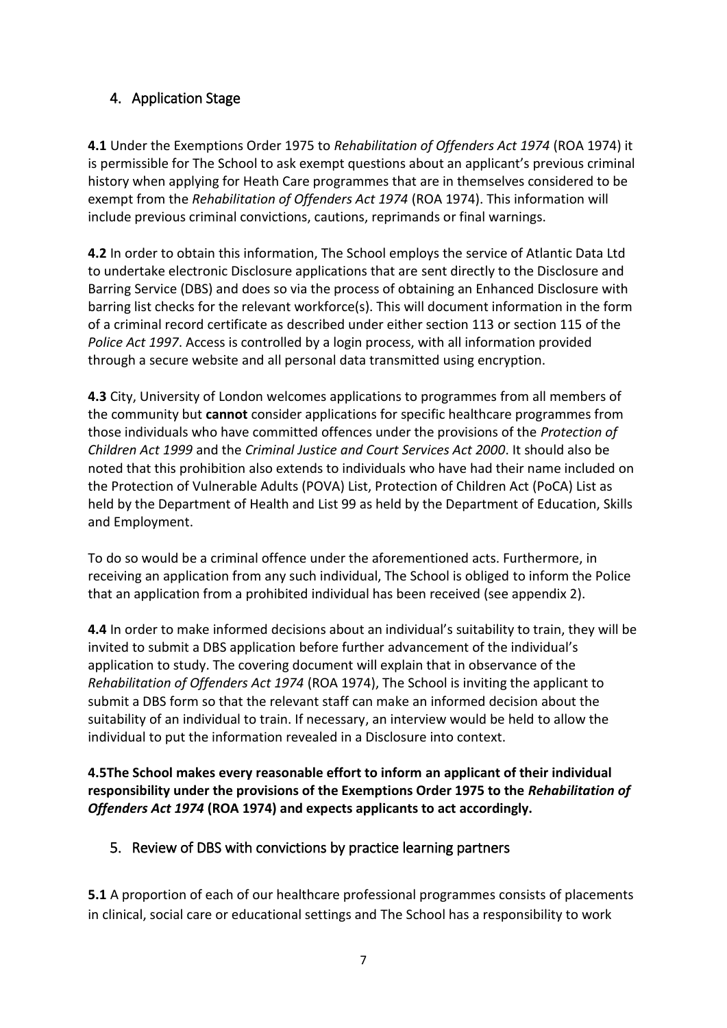## 4. Application Stage

**4.1** Under the Exemptions Order 1975 to *Rehabilitation of Offenders Act 1974* (ROA 1974) it is permissible for The School to ask exempt questions about an applicant's previous criminal history when applying for Heath Care programmes that are in themselves considered to be exempt from the *Rehabilitation of Offenders Act 1974* (ROA 1974). This information will include previous criminal convictions, cautions, reprimands or final warnings.

**4.2** In order to obtain this information, The School employs the service of Atlantic Data Ltd to undertake electronic Disclosure applications that are sent directly to the Disclosure and Barring Service (DBS) and does so via the process of obtaining an Enhanced Disclosure with barring list checks for the relevant workforce(s). This will document information in the form of a criminal record certificate as described under either section 113 or section 115 of the *Police Act 1997*. Access is controlled by a login process, with all information provided through a secure website and all personal data transmitted using encryption.

**4.3** City, University of London welcomes applications to programmes from all members of the community but **cannot** consider applications for specific healthcare programmes from those individuals who have committed offences under the provisions of the *Protection of Children Act 1999* and the *Criminal Justice and Court Services Act 2000*. It should also be noted that this prohibition also extends to individuals who have had their name included on the Protection of Vulnerable Adults (POVA) List, Protection of Children Act (PoCA) List as held by the Department of Health and List 99 as held by the Department of Education, Skills and Employment.

To do so would be a criminal offence under the aforementioned acts. Furthermore, in receiving an application from any such individual, The School is obliged to inform the Police that an application from a prohibited individual has been received (see appendix 2).

**4.4** In order to make informed decisions about an individual's suitability to train, they will be invited to submit a DBS application before further advancement of the individual's application to study. The covering document will explain that in observance of the *Rehabilitation of Offenders Act 1974* (ROA 1974), The School is inviting the applicant to submit a DBS form so that the relevant staff can make an informed decision about the suitability of an individual to train. If necessary, an interview would be held to allow the individual to put the information revealed in a Disclosure into context.

**4.5The School makes every reasonable effort to inform an applicant of their individual responsibility under the provisions of the Exemptions Order 1975 to the *Rehabilitation of Offenders Act 1974* (ROA 1974) and expects applicants to act accordingly.**

## 5. Review of DBS with convictions by practice learning partners

**5.1** A proportion of each of our healthcare professional programmes consists of placements in clinical, social care or educational settings and The School has a responsibility to work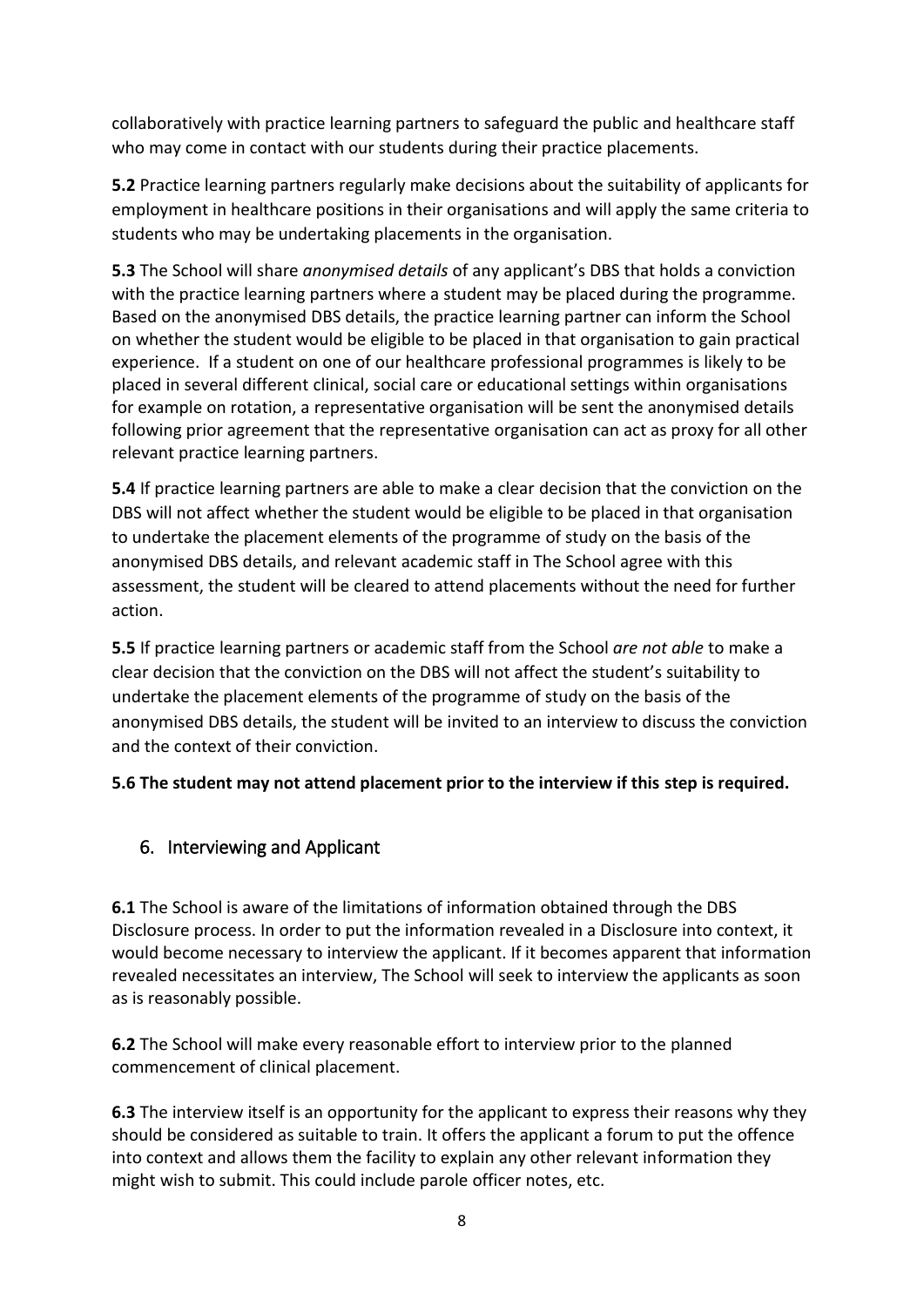collaboratively with practice learning partners to safeguard the public and healthcare staff who may come in contact with our students during their practice placements.

**5.2** Practice learning partners regularly make decisions about the suitability of applicants for employment in healthcare positions in their organisations and will apply the same criteria to students who may be undertaking placements in the organisation.

**5.3** The School will share *anonymised details* of any applicant's DBS that holds a conviction with the practice learning partners where a student may be placed during the programme. Based on the anonymised DBS details, the practice learning partner can inform the School on whether the student would be eligible to be placed in that organisation to gain practical experience. If a student on one of our healthcare professional programmes is likely to be placed in several different clinical, social care or educational settings within organisations for example on rotation, a representative organisation will be sent the anonymised details following prior agreement that the representative organisation can act as proxy for all other relevant practice learning partners.

**5.4** If practice learning partners are able to make a clear decision that the conviction on the DBS will not affect whether the student would be eligible to be placed in that organisation to undertake the placement elements of the programme of study on the basis of the anonymised DBS details, and relevant academic staff in The School agree with this assessment, the student will be cleared to attend placements without the need for further action.

**5.5** If practice learning partners or academic staff from the School *are not able* to make a clear decision that the conviction on the DBS will not affect the student's suitability to undertake the placement elements of the programme of study on the basis of the anonymised DBS details, the student will be invited to an interview to discuss the conviction and the context of their conviction.

**5.6 The student may not attend placement prior to the interview if this step is required.**

## 6. Interviewing and Applicant

**6.1** The School is aware of the limitations of information obtained through the DBS Disclosure process. In order to put the information revealed in a Disclosure into context, it would become necessary to interview the applicant. If it becomes apparent that information revealed necessitates an interview, The School will seek to interview the applicants as soon as is reasonably possible.

**6.2** The School will make every reasonable effort to interview prior to the planned commencement of clinical placement.

**6.3** The interview itself is an opportunity for the applicant to express their reasons why they should be considered as suitable to train. It offers the applicant a forum to put the offence into context and allows them the facility to explain any other relevant information they might wish to submit. This could include parole officer notes, etc.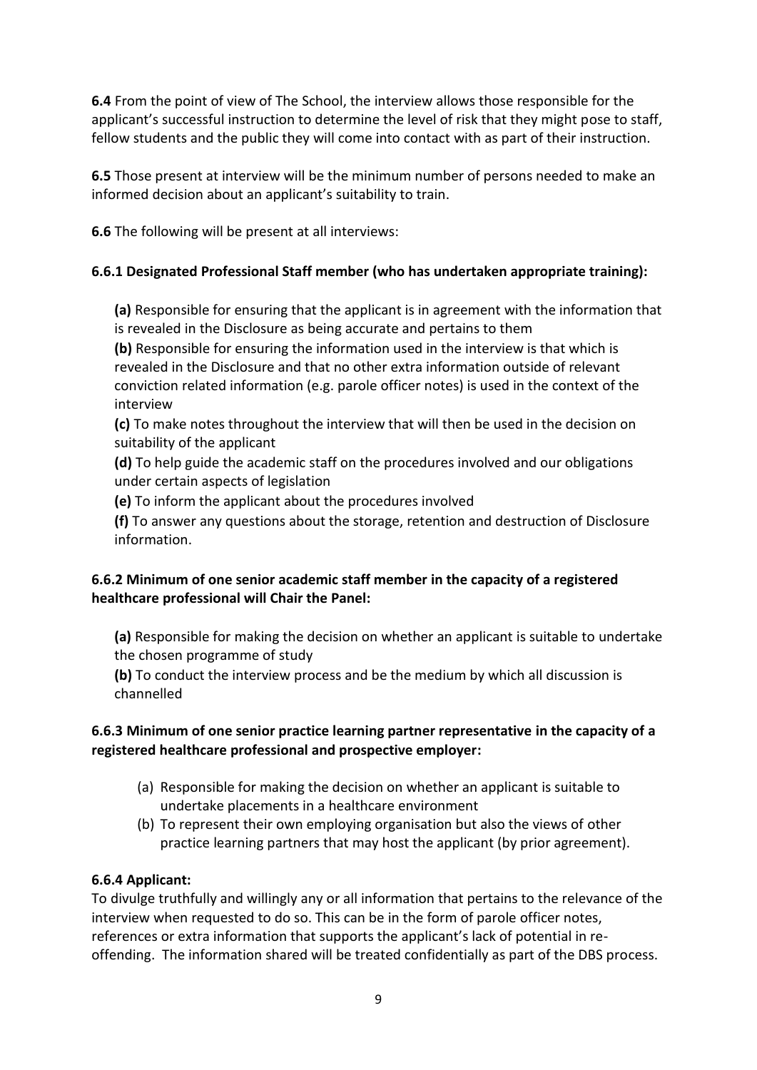**6.4** From the point of view of The School, the interview allows those responsible for the applicant's successful instruction to determine the level of risk that they might pose to staff, fellow students and the public they will come into contact with as part of their instruction.

**6.5** Those present at interview will be the minimum number of persons needed to make an informed decision about an applicant's suitability to train.

**6.6** The following will be present at all interviews:

**6.6.1 Designated Professional Staff member (who has undertaken appropriate training):**

**(a)** Responsible for ensuring that the applicant is in agreement with the information that is revealed in the Disclosure as being accurate and pertains to them

**(b)** Responsible for ensuring the information used in the interview is that which is revealed in the Disclosure and that no other extra information outside of relevant conviction related information (e.g. parole officer notes) is used in the context of the interview

**(c)** To make notes throughout the interview that will then be used in the decision on suitability of the applicant

**(d)** To help guide the academic staff on the procedures involved and our obligations under certain aspects of legislation

**(e)** To inform the applicant about the procedures involved

**(f)** To answer any questions about the storage, retention and destruction of Disclosure information.

**6.6.2 Minimum of one senior academic staff member in the capacity of a registered healthcare professional will Chair the Panel:**

**(a)** Responsible for making the decision on whether an applicant is suitable to undertake the chosen programme of study

**(b)** To conduct the interview process and be the medium by which all discussion is channelled

**6.6.3 Minimum of one senior practice learning partner representative in the capacity of a registered healthcare professional and prospective employer:**

(a) Responsible for making the decision on whether an applicant is suitable to undertake placements in a healthcare environment

(b) To represent their own employing organisation but also the views of other practice learning partners that may host the applicant (by prior agreement).

**6.6.4 Applicant:**

To divulge truthfully and willingly any or all information that pertains to the relevance of the interview when requested to do so. This can be in the form of parole officer notes, references or extra information that supports the applicant's lack of potential in re-offending. The information shared will be treated confidentially as part of the DBS process.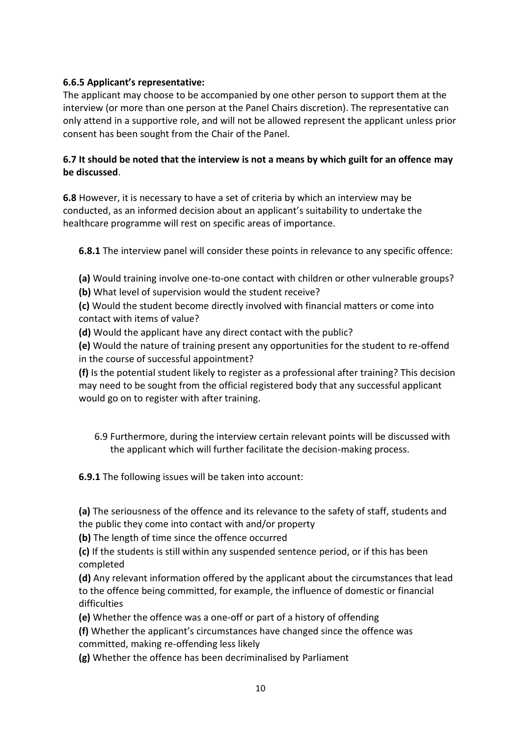**6.6.5 Applicant's representative:**
The applicant may choose to be accompanied by one other person to support them at the interview (or more than one person at the Panel Chairs discretion). The representative can only attend in a supportive role, and will not be allowed represent the applicant unless prior consent has been sought from the Chair of the Panel.

**6.7 It should be noted that the interview is not a means by which guilt for an offence may be discussed**.

**6.8** However, it is necessary to have a set of criteria by which an interview may be conducted, as an informed decision about an applicant's suitability to undertake the healthcare programme will rest on specific areas of importance.

**6.8.1** The interview panel will consider these points in relevance to any specific offence:

**(a)** Would training involve one-to-one contact with children or other vulnerable groups?
**(b)** What level of supervision would the student receive?
**(c)** Would the student become directly involved with financial matters or come into contact with items of value?
**(d)** Would the applicant have any direct contact with the public?
**(e)** Would the nature of training present any opportunities for the student to re-offend in the course of successful appointment?
**(f)** Is the potential student likely to register as a professional after training? This decision may need to be sought from the official registered body that any successful applicant would go on to register with after training.

6.9 Furthermore, during the interview certain relevant points will be discussed with the applicant which will further facilitate the decision-making process.

**6.9.1** The following issues will be taken into account:

**(a)** The seriousness of the offence and its relevance to the safety of staff, students and the public they come into contact with and/or property
**(b)** The length of time since the offence occurred
**(c)** If the students is still within any suspended sentence period, or if this has been completed
**(d)** Any relevant information offered by the applicant about the circumstances that lead to the offence being committed, for example, the influence of domestic or financial difficulties
**(e)** Whether the offence was a one-off or part of a history of offending
**(f)** Whether the applicant's circumstances have changed since the offence was committed, making re-offending less likely
**(g)** Whether the offence has been decriminalised by Parliament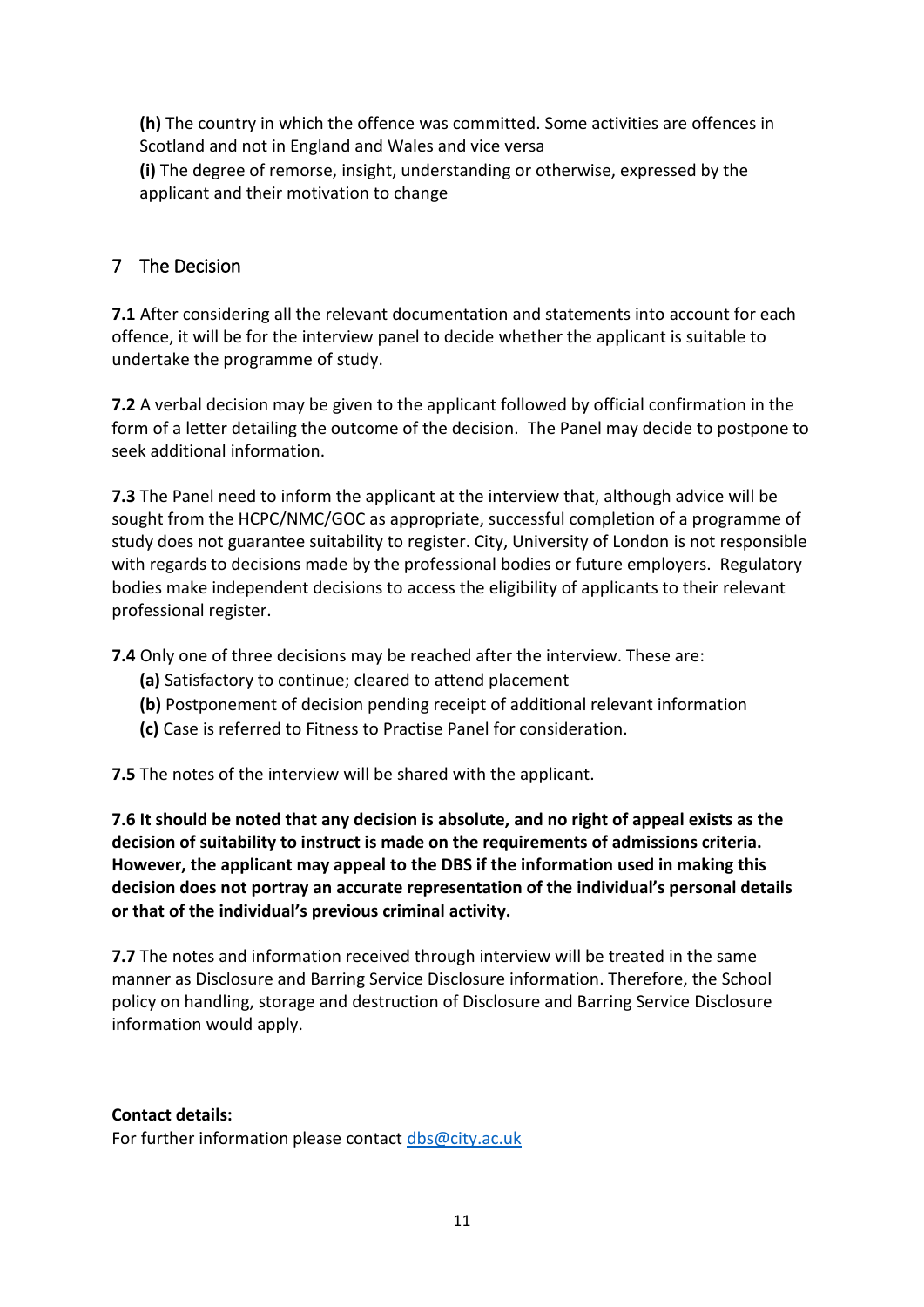**(h)** The country in which the offence was committed. Some activities are offences in Scotland and not in England and Wales and vice versa

**(i)** The degree of remorse, insight, understanding or otherwise, expressed by the applicant and their motivation to change

## 7 The Decision

**7.1** After considering all the relevant documentation and statements into account for each offence, it will be for the interview panel to decide whether the applicant is suitable to undertake the programme of study.

**7.2** A verbal decision may be given to the applicant followed by official confirmation in the form of a letter detailing the outcome of the decision. The Panel may decide to postpone to seek additional information.

**7.3** The Panel need to inform the applicant at the interview that, although advice will be sought from the HCPC/NMC/GOC as appropriate, successful completion of a programme of study does not guarantee suitability to register. City, University of London is not responsible with regards to decisions made by the professional bodies or future employers. Regulatory bodies make independent decisions to access the eligibility of applicants to their relevant professional register.

**7.4** Only one of three decisions may be reached after the interview. These are:

- **(a)** Satisfactory to continue; cleared to attend placement
- **(b)** Postponement of decision pending receipt of additional relevant information
- **(c)** Case is referred to Fitness to Practise Panel for consideration.

**7.5** The notes of the interview will be shared with the applicant.

**7.6 It should be noted that any decision is absolute, and no right of appeal exists as the decision of suitability to instruct is made on the requirements of admissions criteria. However, the applicant may appeal to the DBS if the information used in making this decision does not portray an accurate representation of the individual's personal details or that of the individual's previous criminal activity.**

**7.7** The notes and information received through interview will be treated in the same manner as Disclosure and Barring Service Disclosure information. Therefore, the School policy on handling, storage and destruction of Disclosure and Barring Service Disclosure information would apply.

**Contact details:**
For further information please contact dbs@city.ac.uk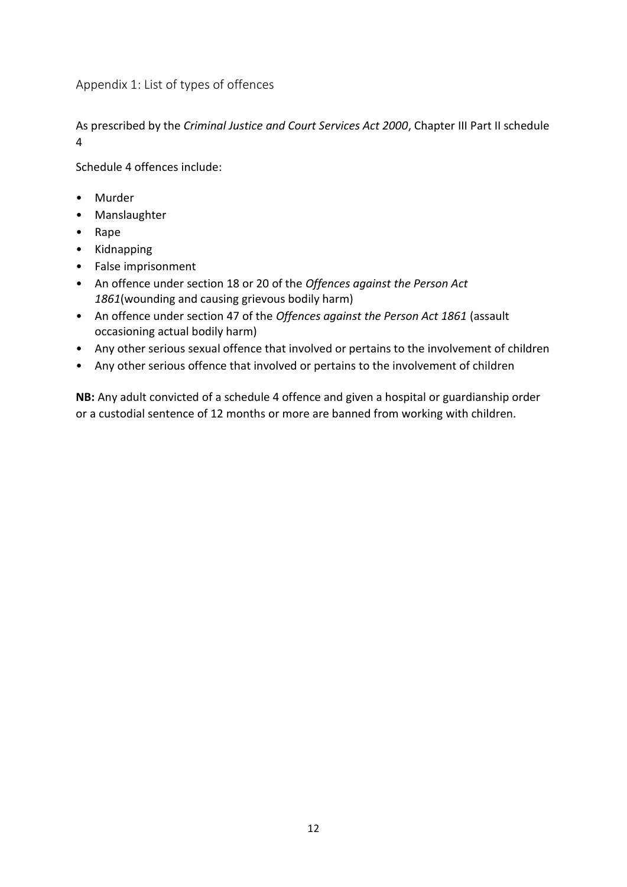## Appendix 1: List of types of offences

As prescribed by the *Criminal Justice and Court Services Act 2000*, Chapter III Part II schedule 4

Schedule 4 offences include:

- Murder
- Manslaughter
- Rape
- Kidnapping
- False imprisonment
- An offence under section 18 or 20 of the *Offences against the Person Act 1861*(wounding and causing grievous bodily harm)
- An offence under section 47 of the *Offences against the Person Act 1861* (assault occasioning actual bodily harm)
- Any other serious sexual offence that involved or pertains to the involvement of children
- Any other serious offence that involved or pertains to the involvement of children

**NB:** Any adult convicted of a schedule 4 offence and given a hospital or guardianship order or a custodial sentence of 12 months or more are banned from working with children.